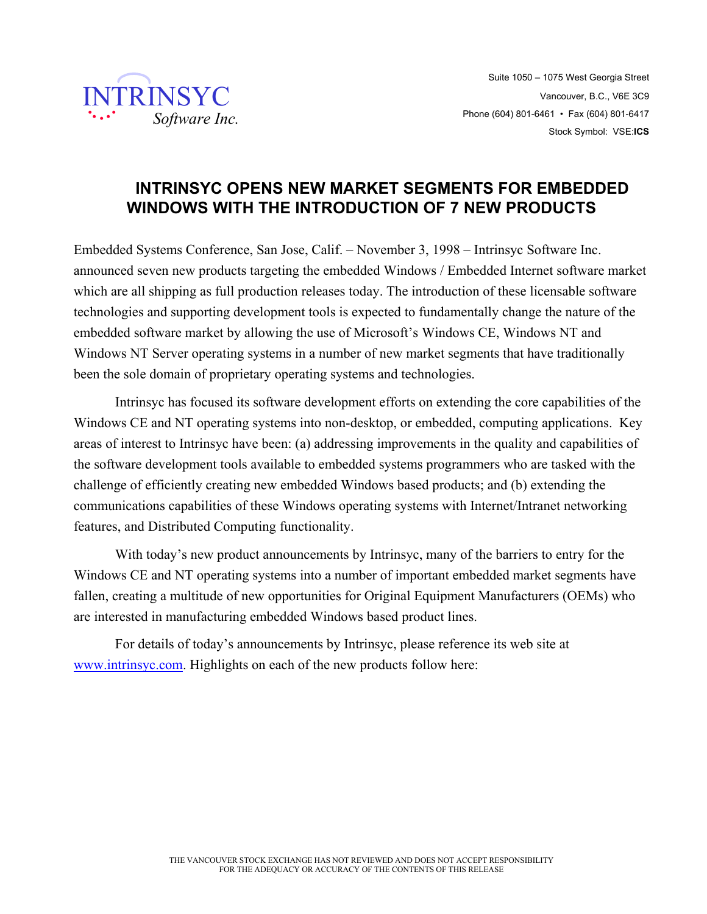**INTRINSYC**
*Software Inc.*

Suite 1050 – 1075 West Georgia Street
Vancouver, B.C., V6E 3C9
Phone (604) 801-6461 • Fax (604) 801-6417
Stock Symbol: VSE:**ICS**

# INTRINSYC OPENS NEW MARKET SEGMENTS FOR EMBEDDED WINDOWS WITH THE INTRODUCTION OF 7 NEW PRODUCTS

Embedded Systems Conference, San Jose, Calif. – November 3, 1998 – Intrinsyc Software Inc. announced seven new products targeting the embedded Windows / Embedded Internet software market which are all shipping as full production releases today. The introduction of these licensable software technologies and supporting development tools is expected to fundamentally change the nature of the embedded software market by allowing the use of Microsoft's Windows CE, Windows NT and Windows NT Server operating systems in a number of new market segments that have traditionally been the sole domain of proprietary operating systems and technologies.

Intrinsyc has focused its software development efforts on extending the core capabilities of the Windows CE and NT operating systems into non-desktop, or embedded, computing applications. Key areas of interest to Intrinsyc have been: (a) addressing improvements in the quality and capabilities of the software development tools available to embedded systems programmers who are tasked with the challenge of efficiently creating new embedded Windows based products; and (b) extending the communications capabilities of these Windows operating systems with Internet/Intranet networking features, and Distributed Computing functionality.

With today's new product announcements by Intrinsyc, many of the barriers to entry for the Windows CE and NT operating systems into a number of important embedded market segments have fallen, creating a multitude of new opportunities for Original Equipment Manufacturers (OEMs) who are interested in manufacturing embedded Windows based product lines.

For details of today's announcements by Intrinsyc, please reference its web site at www.intrinsyc.com. Highlights on each of the new products follow here:

THE VANCOUVER STOCK EXCHANGE HAS NOT REVIEWED AND DOES NOT ACCEPT RESPONSIBILITY FOR THE ADEQUACY OR ACCURACY OF THE CONTENTS OF THIS RELEASE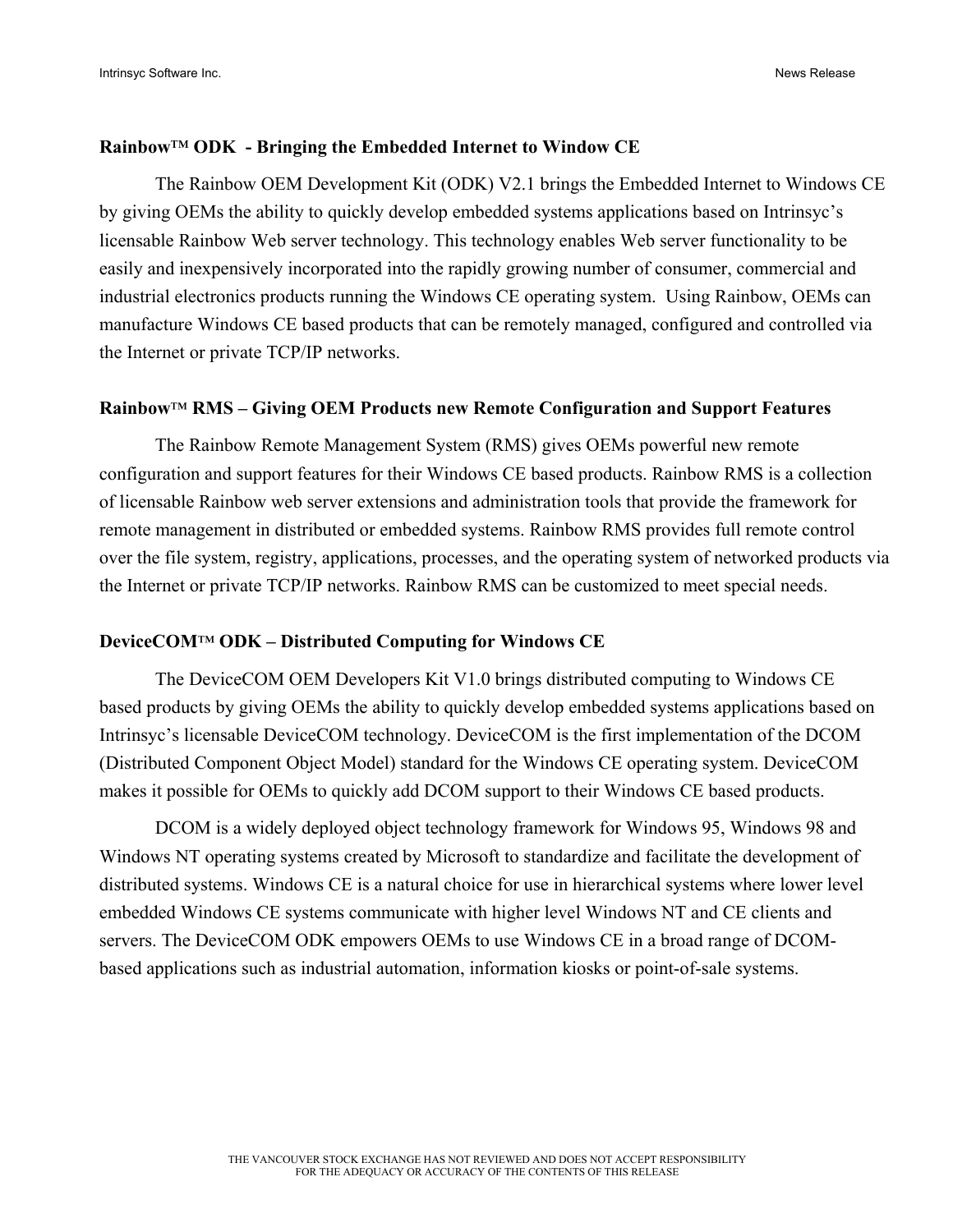**Rainbow™ ODK - Bringing the Embedded Internet to Window CE**

The Rainbow OEM Development Kit (ODK) V2.1 brings the Embedded Internet to Windows CE by giving OEMs the ability to quickly develop embedded systems applications based on Intrinsyc's licensable Rainbow Web server technology. This technology enables Web server functionality to be easily and inexpensively incorporated into the rapidly growing number of consumer, commercial and industrial electronics products running the Windows CE operating system. Using Rainbow, OEMs can manufacture Windows CE based products that can be remotely managed, configured and controlled via the Internet or private TCP/IP networks.

**Rainbow™ RMS – Giving OEM Products new Remote Configuration and Support Features**

The Rainbow Remote Management System (RMS) gives OEMs powerful new remote configuration and support features for their Windows CE based products. Rainbow RMS is a collection of licensable Rainbow web server extensions and administration tools that provide the framework for remote management in distributed or embedded systems. Rainbow RMS provides full remote control over the file system, registry, applications, processes, and the operating system of networked products via the Internet or private TCP/IP networks. Rainbow RMS can be customized to meet special needs.

**DeviceCOM™ ODK – Distributed Computing for Windows CE**

The DeviceCOM OEM Developers Kit V1.0 brings distributed computing to Windows CE based products by giving OEMs the ability to quickly develop embedded systems applications based on Intrinsyc's licensable DeviceCOM technology. DeviceCOM is the first implementation of the DCOM (Distributed Component Object Model) standard for the Windows CE operating system. DeviceCOM makes it possible for OEMs to quickly add DCOM support to their Windows CE based products.

DCOM is a widely deployed object technology framework for Windows 95, Windows 98 and Windows NT operating systems created by Microsoft to standardize and facilitate the development of distributed systems. Windows CE is a natural choice for use in hierarchical systems where lower level embedded Windows CE systems communicate with higher level Windows NT and CE clients and servers. The DeviceCOM ODK empowers OEMs to use Windows CE in a broad range of DCOM-based applications such as industrial automation, information kiosks or point-of-sale systems.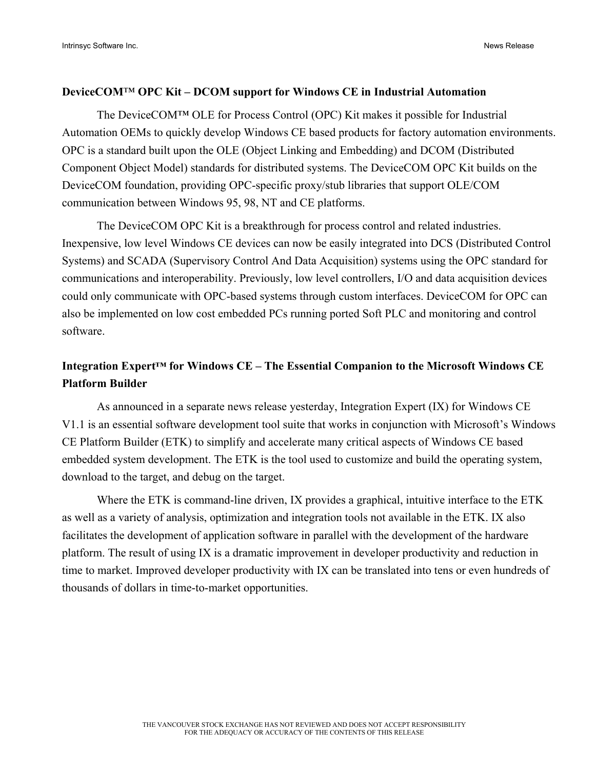**DeviceCOM™ OPC Kit – DCOM support for Windows CE in Industrial Automation**

The DeviceCOM™ OLE for Process Control (OPC) Kit makes it possible for Industrial Automation OEMs to quickly develop Windows CE based products for factory automation environments. OPC is a standard built upon the OLE (Object Linking and Embedding) and DCOM (Distributed Component Object Model) standards for distributed systems. The DeviceCOM OPC Kit builds on the DeviceCOM foundation, providing OPC-specific proxy/stub libraries that support OLE/COM communication between Windows 95, 98, NT and CE platforms.

The DeviceCOM OPC Kit is a breakthrough for process control and related industries. Inexpensive, low level Windows CE devices can now be easily integrated into DCS (Distributed Control Systems) and SCADA (Supervisory Control And Data Acquisition) systems using the OPC standard for communications and interoperability. Previously, low level controllers, I/O and data acquisition devices could only communicate with OPC-based systems through custom interfaces. DeviceCOM for OPC can also be implemented on low cost embedded PCs running ported Soft PLC and monitoring and control software.

**Integration Expert™ for Windows CE – The Essential Companion to the Microsoft Windows CE Platform Builder**

As announced in a separate news release yesterday, Integration Expert (IX) for Windows CE V1.1 is an essential software development tool suite that works in conjunction with Microsoft's Windows CE Platform Builder (ETK) to simplify and accelerate many critical aspects of Windows CE based embedded system development. The ETK is the tool used to customize and build the operating system, download to the target, and debug on the target.

Where the ETK is command-line driven, IX provides a graphical, intuitive interface to the ETK as well as a variety of analysis, optimization and integration tools not available in the ETK. IX also facilitates the development of application software in parallel with the development of the hardware platform. The result of using IX is a dramatic improvement in developer productivity and reduction in time to market. Improved developer productivity with IX can be translated into tens or even hundreds of thousands of dollars in time-to-market opportunities.

THE VANCOUVER STOCK EXCHANGE HAS NOT REVIEWED AND DOES NOT ACCEPT RESPONSIBILITY FOR THE ADEQUACY OR ACCURACY OF THE CONTENTS OF THIS RELEASE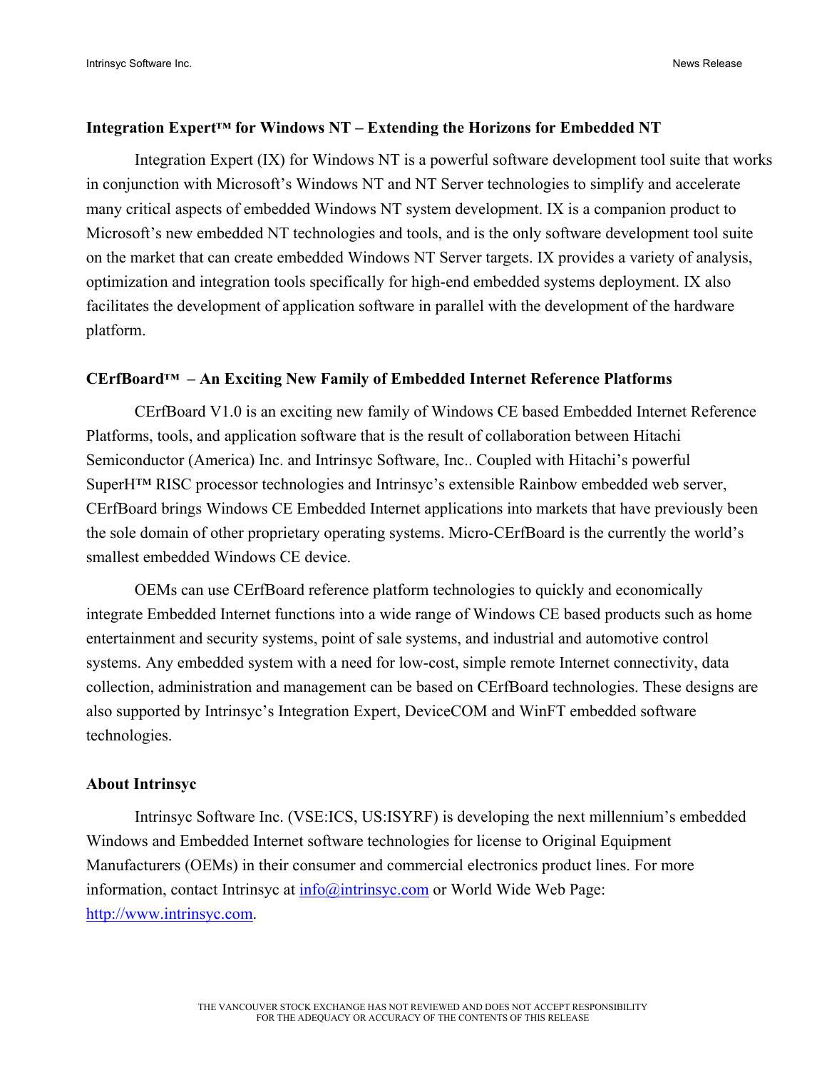**Integration Expert™ for Windows NT – Extending the Horizons for Embedded NT**

Integration Expert (IX) for Windows NT is a powerful software development tool suite that works in conjunction with Microsoft's Windows NT and NT Server technologies to simplify and accelerate many critical aspects of embedded Windows NT system development. IX is a companion product to Microsoft's new embedded NT technologies and tools, and is the only software development tool suite on the market that can create embedded Windows NT Server targets. IX provides a variety of analysis, optimization and integration tools specifically for high-end embedded systems deployment. IX also facilitates the development of application software in parallel with the development of the hardware platform.

**CErfBoard™ – An Exciting New Family of Embedded Internet Reference Platforms**

CErfBoard V1.0 is an exciting new family of Windows CE based Embedded Internet Reference Platforms, tools, and application software that is the result of collaboration between Hitachi Semiconductor (America) Inc. and Intrinsyc Software, Inc.. Coupled with Hitachi's powerful SuperH™ RISC processor technologies and Intrinsyc's extensible Rainbow embedded web server, CErfBoard brings Windows CE Embedded Internet applications into markets that have previously been the sole domain of other proprietary operating systems. Micro-CErfBoard is the currently the world's smallest embedded Windows CE device.

OEMs can use CErfBoard reference platform technologies to quickly and economically integrate Embedded Internet functions into a wide range of Windows CE based products such as home entertainment and security systems, point of sale systems, and industrial and automotive control systems. Any embedded system with a need for low-cost, simple remote Internet connectivity, data collection, administration and management can be based on CErfBoard technologies. These designs are also supported by Intrinsyc's Integration Expert, DeviceCOM and WinFT embedded software technologies.

**About Intrinsyc**

Intrinsyc Software Inc. (VSE:ICS, US:ISYRF) is developing the next millennium's embedded Windows and Embedded Internet software technologies for license to Original Equipment Manufacturers (OEMs) in their consumer and commercial electronics product lines. For more information, contact Intrinsyc at info@intrinsyc.com or World Wide Web Page: http://www.intrinsyc.com.

THE VANCOUVER STOCK EXCHANGE HAS NOT REVIEWED AND DOES NOT ACCEPT RESPONSIBILITY FOR THE ADEQUACY OR ACCURACY OF THE CONTENTS OF THIS RELEASE